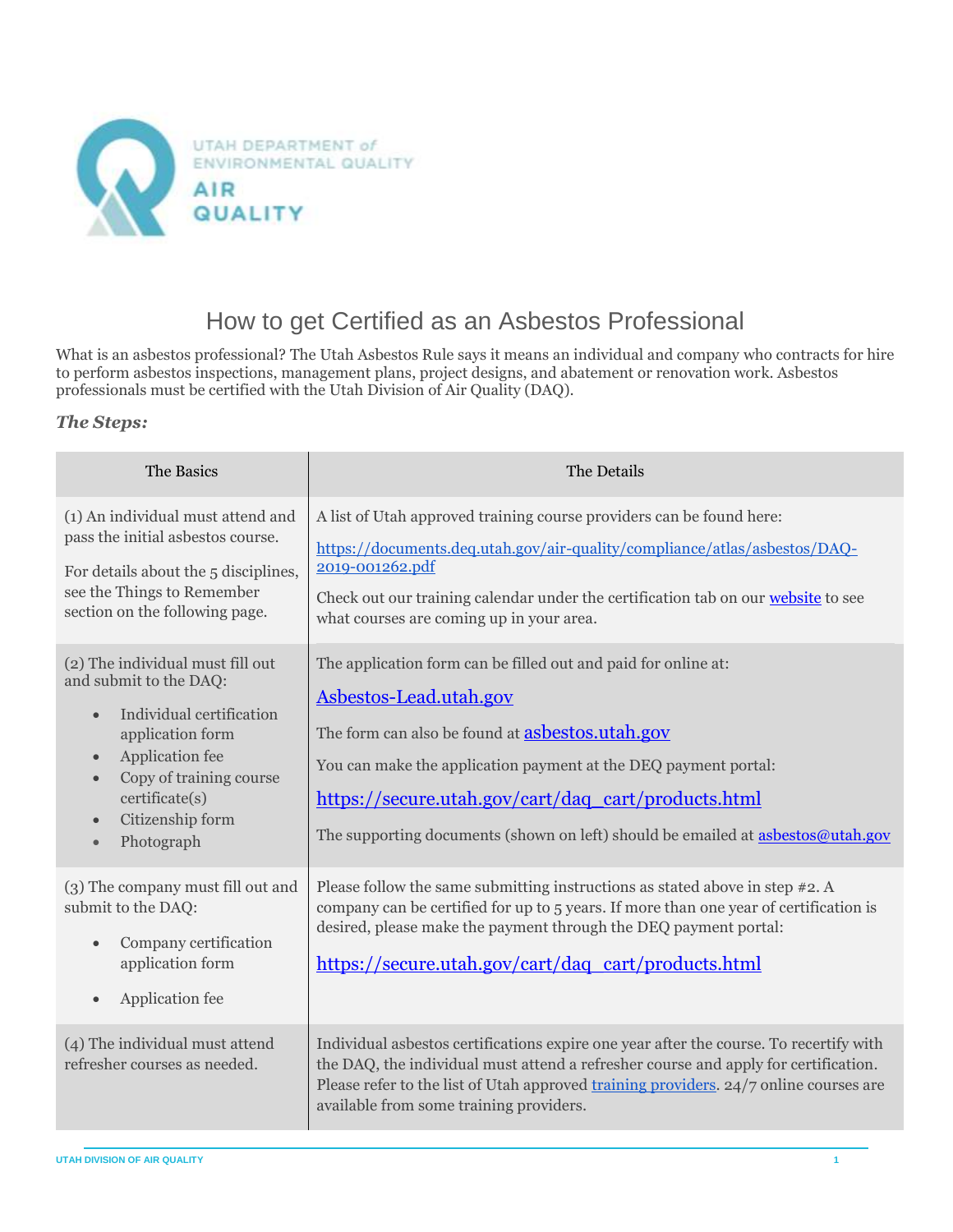UTAH DEPARTMENT of ENVIRONMENTAL QUALITY

AIR QUALITY

# How to get Certified as an Asbestos Professional

What is an asbestos professional? The Utah Asbestos Rule says it means an individual and company who contracts for hire to perform asbestos inspections, management plans, project designs, and abatement or renovation work. Asbestos professionals must be certified with the Utah Division of Air Quality (DAQ).

### *The Steps:*

| The Basics | The Details |
|---|---|
| (1) An individual must attend and pass the initial asbestos course.<br><br>For details about the 5 disciplines, see the Things to Remember section on the following page. | A list of Utah approved training course providers can be found here:<br><br>https://documents.deq.utah.gov/air-quality/compliance/atlas/asbestos/DAQ-2019-001262.pdf<br><br>Check out our training calendar under the certification tab on our website to see what courses are coming up in your area. |
| (2) The individual must fill out and submit to the DAQ:<br>• Individual certification application form<br>• Application fee<br>• Copy of training course certificate(s)<br>• Citizenship form<br>• Photograph | The application form can be filled out and paid for online at:<br><br>Asbestos-Lead.utah.gov<br><br>The form can also be found at asbestos.utah.gov<br><br>You can make the application payment at the DEQ payment portal:<br><br>https://secure.utah.gov/cart/daq_cart/products.html<br><br>The supporting documents (shown on left) should be emailed at asbestos@utah.gov |
| (3) The company must fill out and submit to the DAQ:<br>• Company certification application form<br>• Application fee | Please follow the same submitting instructions as stated above in step #2. A company can be certified for up to 5 years. If more than one year of certification is desired, please make the payment through the DEQ payment portal:<br><br>https://secure.utah.gov/cart/daq_cart/products.html |
| (4) The individual must attend refresher courses as needed. | Individual asbestos certifications expire one year after the course. To recertify with the DAQ, the individual must attend a refresher course and apply for certification. Please refer to the list of Utah approved training providers. 24/7 online courses are available from some training providers. |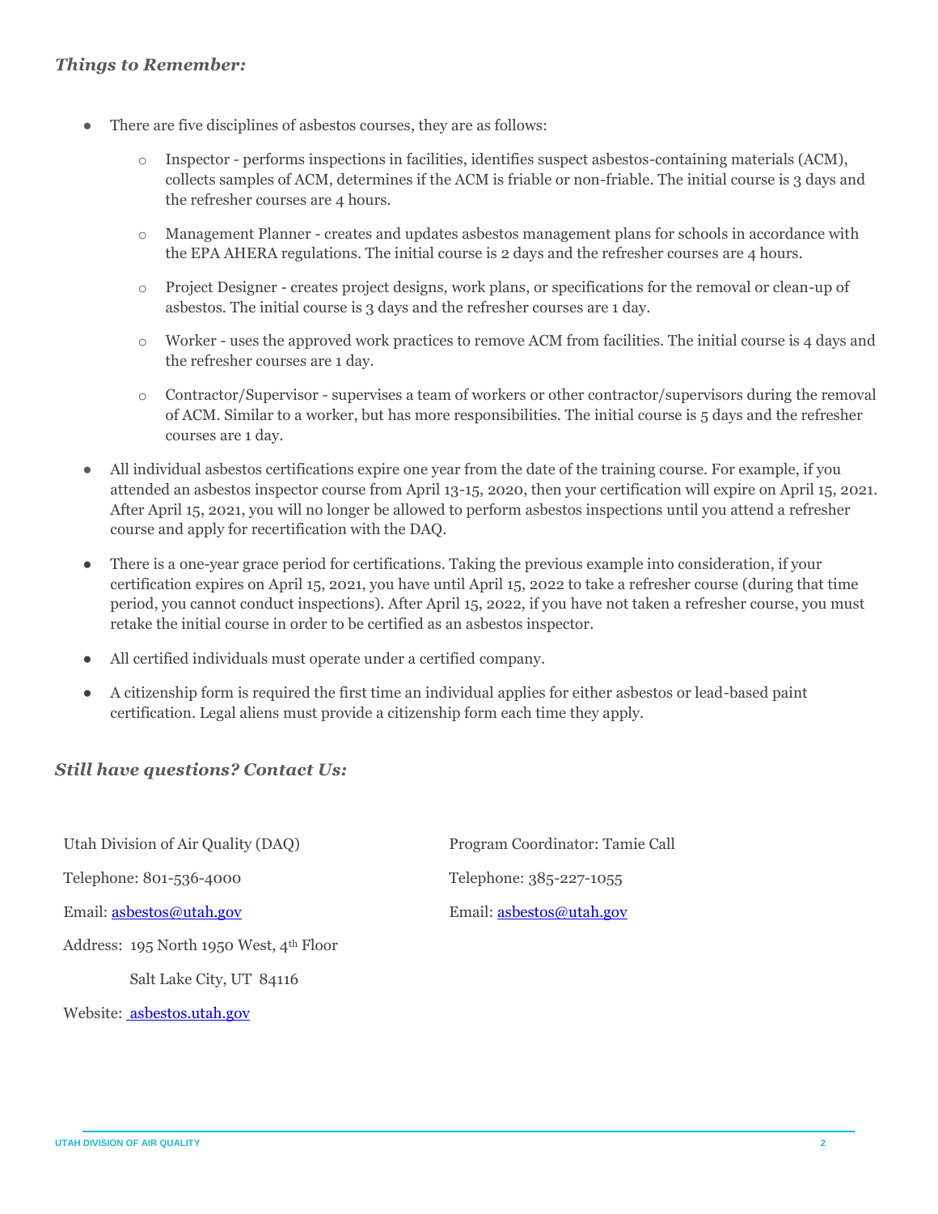### *Things to Remember:*

- There are five disciplines of asbestos courses, they are as follows:
  - Inspector - performs inspections in facilities, identifies suspect asbestos-containing materials (ACM), collects samples of ACM, determines if the ACM is friable or non-friable. The initial course is 3 days and the refresher courses are 4 hours.
  - Management Planner - creates and updates asbestos management plans for schools in accordance with the EPA AHERA regulations. The initial course is 2 days and the refresher courses are 4 hours.
  - Project Designer - creates project designs, work plans, or specifications for the removal or clean-up of asbestos. The initial course is 3 days and the refresher courses are 1 day.
  - Worker - uses the approved work practices to remove ACM from facilities. The initial course is 4 days and the refresher courses are 1 day.
  - Contractor/Supervisor - supervises a team of workers or other contractor/supervisors during the removal of ACM. Similar to a worker, but has more responsibilities. The initial course is 5 days and the refresher courses are 1 day.
- All individual asbestos certifications expire one year from the date of the training course. For example, if you attended an asbestos inspector course from April 13-15, 2020, then your certification will expire on April 15, 2021. After April 15, 2021, you will no longer be allowed to perform asbestos inspections until you attend a refresher course and apply for recertification with the DAQ.
- There is a one-year grace period for certifications. Taking the previous example into consideration, if your certification expires on April 15, 2021, you have until April 15, 2022 to take a refresher course (during that time period, you cannot conduct inspections). After April 15, 2022, if you have not taken a refresher course, you must retake the initial course in order to be certified as an asbestos inspector.
- All certified individuals must operate under a certified company.
- A citizenship form is required the first time an individual applies for either asbestos or lead-based paint certification. Legal aliens must provide a citizenship form each time they apply.

### *Still have questions? Contact Us:*

Utah Division of Air Quality (DAQ)

Telephone: 801-536-4000

Email: asbestos@utah.gov

Address: 195 North 1950 West, 4th Floor

Salt Lake City, UT 84116

Website: asbestos.utah.gov

Program Coordinator: Tamie Call

Telephone: 385-227-1055

Email: asbestos@utah.gov